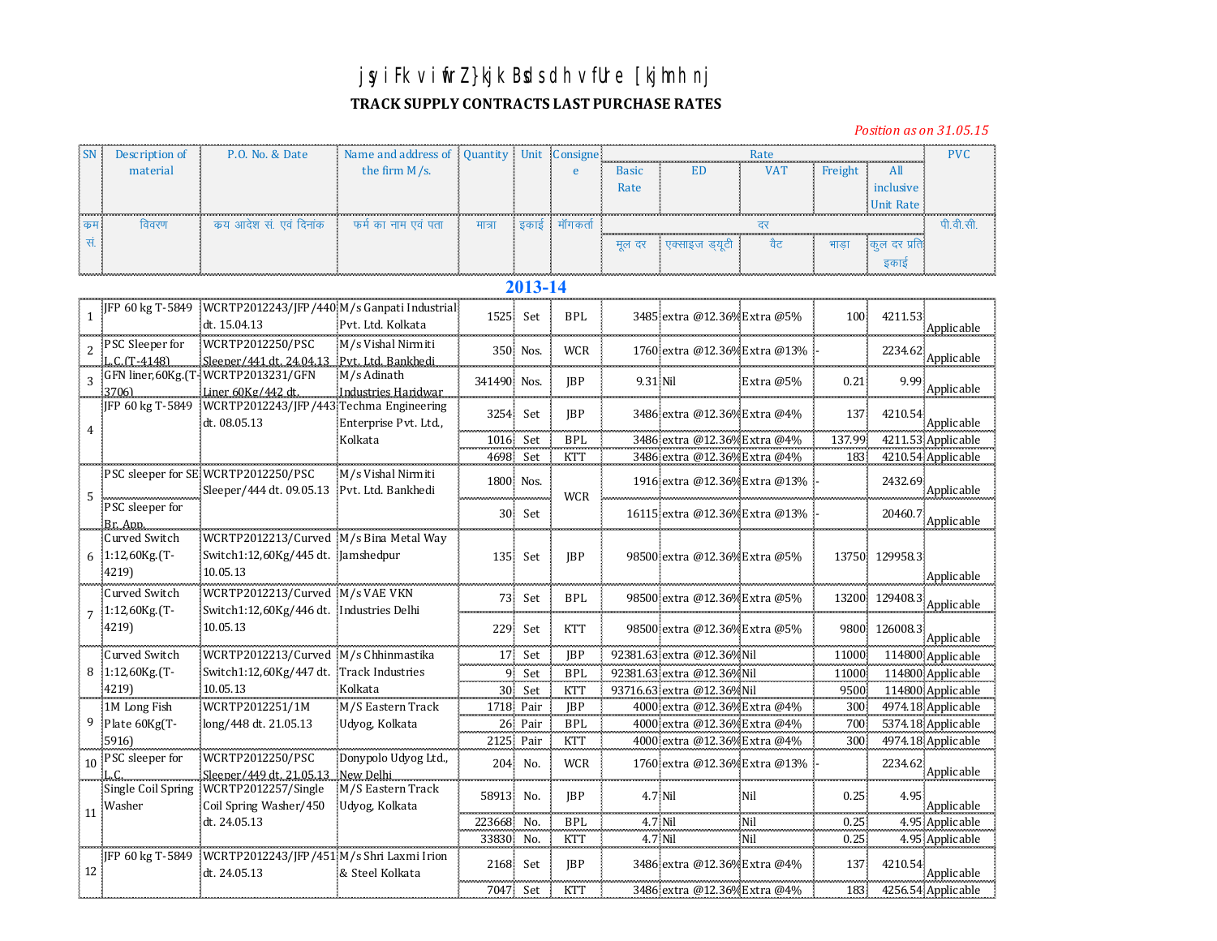# jsy i Fk v ifrZ }kjk Bsdsdh vfUre [kjhnh nj

## TRACK SUPPLY CONTRACTS LAST PURCHASE RATES

*Position as on 31.05.15*

| SN | Description of material | P.O. No. & Date | Name and address of the firm M/s. | Quantity | Unit | Consignee | Rate | | | | | PVC |
|---|---|---|---|---|---|---|---|---|---|---|---|---|
| | | | | | | | Basic Rate | ED | VAT | Freight | All inclusive Unit Rate | |
| कम सं. | विवरण | कय आदेश सं. एवं दिनांक | फर्म का नाम एवं पता | मात्रा | इकाई | माँगकर्ता | दर | | | | | पी.वी.सी. |
| | | | | | | | मूल दर | एक्साइज ड्यूटी | वैट | भाड़ा | कुल दर प्रति इकाई | |
| **2013-14** | | | | | | | | | | | | |
| 1 | JFP 60 kg T-5849 | WCRTP2012243/JFP/440 dt. 15.04.13 | M/s Ganpati Industrial Pvt. Ltd. Kolkata | 1525 | Set | BPL | 3485 | extra @12.36% | Extra @5% | 100 | 4211.53 | Applicable |
| 2 | PSC Sleeper for L.C.(T-4148) | WCRTP2012250/PSC Sleeper/441 dt. 24.04.13 | M/s Vishal Nirmiti Pvt. Ltd. Bankhedi | 350 | Nos. | WCR | 1760 | extra @12.36% | Extra @13% | - | 2234.62 | Applicable |
| 3 | GFN liner,60Kg.(T-3706) | WCRTP2013231/GFN Liner 60Kg/442 dt. | M/s Adinath Industries Haridwar | 341490 | Nos. | JBP | 9.31 | Nil | Extra @5% | 0.21 | 9.99 | Applicable |
| 4 | JFP 60 kg T-5849 | WCRTP2012243/JFP/443 dt. 08.05.13 | Techma Engineering Enterprise Pvt. Ltd., Kolkata | 3254 | Set | JBP | 3486 | extra @12.36% | Extra @4% | 137 | 4210.54 | Applicable |
| | | | | 1016 | Set | BPL | 3486 | extra @12.36% | Extra @4% | 137.99 | 4211.53 | Applicable |
| | | | | 4698 | Set | KTT | 3486 | extra @12.36% | Extra @4% | 183 | 4210.54 | Applicable |
| 5 | PSC sleeper for SE | WCRTP2012250/PSC Sleeper/444 dt. 09.05.13 | M/s Vishal Nirmiti Pvt. Ltd. Bankhedi | 1800 | Nos. | WCR | 1916 | extra @12.36% | Extra @13% | - | 2432.69 | Applicable |
| | PSC sleeper for Br. App. | | | 30 | Set | | 16115 | extra @12.36% | Extra @13% | - | 20460.7 | Applicable |
| 6 | Curved Switch 1:12,60Kg.(T-4219) | WCRTP2012213/Curved Switch1:12,60Kg/445 dt. 10.05.13 | M/s Bina Metal Way Jamshedpur | 135 | Set | JBP | 98500 | extra @12.36% | Extra @5% | 13750 | 129958.3 | Applicable |
| 7 | Curved Switch 1:12,60Kg.(T-4219) | WCRTP2012213/Curved Switch1:12,60Kg/446 dt. 10.05.13 | M/s VAE VKN Industries Delhi | 73 | Set | BPL | 98500 | extra @12.36% | Extra @5% | 13200 | 129408.3 | Applicable |
| | | | | 229 | Set | KTT | 98500 | extra @12.36% | Extra @5% | 9800 | 126008.3 | Applicable |
| 8 | Curved Switch 1:12,60Kg.(T-4219) | WCRTP2012213/Curved Switch1:12,60Kg/447 dt. 10.05.13 | M/s Chhinmastika Track Industries Kolkata | 17 | Set | JBP | 92381.63 | extra @12.36% | Nil | 11000 | 114800 | Applicable |
| | | | | 9 | Set | BPL | 92381.63 | extra @12.36% | Nil | 11000 | 114800 | Applicable |
| | | | | 30 | Set | KTT | 93716.63 | extra @12.36% | Nil | 9500 | 114800 | Applicable |
| 9 | 1M Long Fish Plate 60Kg(T-5916) | WCRTP2012251/1M long/448 dt. 21.05.13 | M/S Eastern Track Udyog, Kolkata | 1718 | Pair | JBP | 4000 | extra @12.36% | Extra @4% | 300 | 4974.18 | Applicable |
| | | | | 26 | Pair | BPL | 4000 | extra @12.36% | Extra @4% | 700 | 5374.18 | Applicable |
| | | | | 2125 | Pair | KTT | 4000 | extra @12.36% | Extra @4% | 300 | 4974.18 | Applicable |
| 10 | PSC sleeper for L.C. | WCRTP2012250/PSC Sleeper/449 dt. 21.05.13 | Donypolo Udyog Ltd., New Delhi | 204 | No. | WCR | 1760 | extra @12.36% | Extra @13% | - | 2234.62 | Applicable |
| 11 | Single Coil Spring Washer | WCRTP2012257/Single Coil Spring Washer/450 dt. 24.05.13 | M/S Eastern Track Udyog, Kolkata | 58913 | No. | JBP | 4.7 | Nil | Nil | 0.25 | 4.95 | Applicable |
| | | | | 223668 | No. | BPL | 4.7 | Nil | Nil | 0.25 | 4.95 | Applicable |
| | | | | 33830 | No. | KTT | 4.7 | Nil | Nil | 0.25 | 4.95 | Applicable |
| 12 | JFP 60 kg T-5849 | WCRTP2012243/JFP/451 dt. 24.05.13 | M/s Shri Laxmi Irion & Steel Kolkata | 2168 | Set | JBP | 3486 | extra @12.36% | Extra @4% | 137 | 4210.54 | Applicable |
| | | | | 7047 | Set | KTT | 3486 | extra @12.36% | Extra @4% | 183 | 4256.54 | Applicable |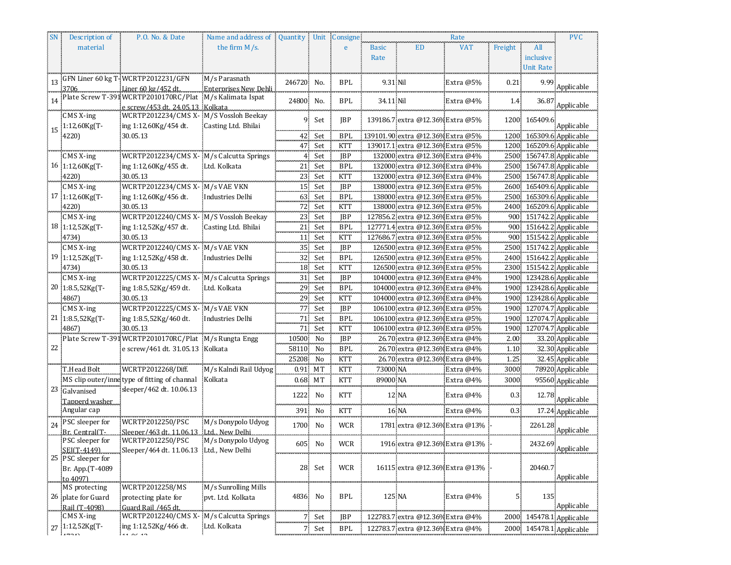| SN | Description of material | P.O. No. & Date | Name and address of the firm M/s. | Quantity | Unit | Consignee | Rate | | | | | PVC |
|---|---|---|---|---|---|---|---|---|---|---|---|---|
| | | | | | | | Basic Rate | ED | VAT | Freight | All inclusive Unit Rate | |
| 13 | GFN Liner 60 kg T-3706 | WCRTP2012231/GFN Liner 60 kg/452 dt. | M/s Parasnath Enterprises New Delhi | 246720 | No. | BPL | 9.31 | Nil | Extra @5% | 0.21 | 9.99 | Applicable |
| 14 | Plate Screw T-391 | WCRTP2010170RC/Plate screw/453 dt. 24.05.13 | M/s Kalimata Ispat Kolkata | 24800 | No. | BPL | 34.11 | Nil | Extra @4% | 1.4 | 36.87 | Applicable |
| 15 | CMS X-ing 1:12,60Kg(T-4220) | WCRTP2012234/CMS X-ing 1:12,60Kg/454 dt. 30.05.13 | M/S Vossloh Beekay Casting Ltd. Bhilai | 9 | Set | JBP | 139186.7 | extra @12.36% | Extra @5% | 1200 | 165409.6 | Applicable |
| | | | | 42 | Set | BPL | 139101.90 | extra @12.36% | Extra @5% | 1200 | 165309.6 | Applicable |
| | | | | 47 | Set | KTT | 139017.1 | extra @12.36% | Extra @5% | 1200 | 165209.6 | Applicable |
| 16 | CMS X-ing 1:12,60Kg(T-4220) | WCRTP2012234/CMS X-ing 1:12,60Kg/455 dt. 30.05.13 | M/s Calcutta Springs Ltd. Kolkata | 4 | Set | JBP | 132000 | extra @12.36% | Extra @4% | 2500 | 156747.8 | Applicable |
| | | | | 21 | Set | BPL | 132000 | extra @12.36% | Extra @4% | 2500 | 156747.8 | Applicable |
| | | | | 23 | Set | KTT | 132000 | extra @12.36% | Extra @4% | 2500 | 156747.8 | Applicable |
| 17 | CMS X-ing 1:12,60Kg(T-4220) | WCRTP2012234/CMS X-ing 1:12,60Kg/456 dt. 30.05.13 | M/s VAE VKN Industries Delhi | 15 | Set | JBP | 138000 | extra @12.36% | Extra @5% | 2600 | 165409.6 | Applicable |
| | | | | 63 | Set | BPL | 138000 | extra @12.36% | Extra @5% | 2500 | 165309.6 | Applicable |
| | | | | 72 | Set | KTT | 138000 | extra @12.36% | Extra @5% | 2400 | 165209.6 | Applicable |
| 18 | CMS X-ing 1:12,52Kg(T-4734) | WCRTP2012240/CMS X-ing 1:12,52Kg/457 dt. 30.05.13 | M/S Vossloh Beekay Casting Ltd. Bhilai | 23 | Set | JBP | 127856.2 | extra @12.36% | Extra @5% | 900 | 151742.2 | Applicable |
| | | | | 21 | Set | BPL | 127771.4 | extra @12.36% | Extra @5% | 900 | 151642.2 | Applicable |
| | | | | 11 | Set | KTT | 127686.7 | extra @12.36% | Extra @5% | 900 | 151542.2 | Applicable |
| 19 | CMS X-ing 1:12,52Kg(T-4734) | WCRTP2012240/CMS X-ing 1:12,52Kg/458 dt. 30.05.13 | M/s VAE VKN Industries Delhi | 35 | Set | JBP | 126500 | extra @12.36% | Extra @5% | 2500 | 151742.2 | Applicable |
| | | | | 32 | Set | BPL | 126500 | extra @12.36% | Extra @5% | 2400 | 151642.2 | Applicable |
| | | | | 18 | Set | KTT | 126500 | extra @12.36% | Extra @5% | 2300 | 151542.2 | Applicable |
| 20 | CMS X-ing 1:8.5,52Kg(T-4867) | WCRTP2012225/CMS X-ing 1:8.5,52Kg/459 dt. 30.05.13 | M/s Calcutta Springs Ltd. Kolkata | 31 | Set | JBP | 104000 | extra @12.36% | Extra @4% | 1900 | 123428.6 | Applicable |
| | | | | 29 | Set | BPL | 104000 | extra @12.36% | Extra @4% | 1900 | 123428.6 | Applicable |
| | | | | 29 | Set | KTT | 104000 | extra @12.36% | Extra @4% | 1900 | 123428.6 | Applicable |
| 21 | CMS X-ing 1:8.5,52Kg(T-4867) | WCRTP2012225/CMS X-ing 1:8.5,52Kg/460 dt. 30.05.13 | M/s VAE VKN Industries Delhi | 77 | Set | JBP | 106100 | extra @12.36% | Extra @5% | 1900 | 127074.7 | Applicable |
| | | | | 71 | Set | BPL | 106100 | extra @12.36% | Extra @5% | 1900 | 127074.7 | Applicable |
| | | | | 71 | Set | KTT | 106100 | extra @12.36% | Extra @5% | 1900 | 127074.7 | Applicable |
| 22 | Plate Screw T-391 | WCRTP2010170RC/Plate screw/461 dt. 31.05.13 | M/s Rungta Engg Kolkata | 10500 | No | JBP | 26.70 | extra @12.36% | Extra @4% | 2.00 | 33.20 | Applicable |
| | | | | 58110 | No | BPL | 26.70 | extra @12.36% | Extra @4% | 1.10 | 32.30 | Applicable |
| | | | | 25208 | No | KTT | 26.70 | extra @12.36% | Extra @4% | 1.25 | 32.45 | Applicable |
| 23 | T.Head Bolt | WCRTP2012268/Diff. type of fitting of channal sleeper/462 dt. 10.06.13 | M/s Kalndi Rail Udyog Kolkata | 0.91 | MT | KTT | 73000 | NA | Extra @4% | 3000 | 78920 | Applicable |
| | MS clip outer/inne | | | 0.68 | MT | KTT | 89000 | NA | Extra @4% | 3000 | 95560 | Applicable |
| | Galvanised Tapperd washer | | | 1222 | No | KTT | 12 | NA | Extra @4% | 0.3 | 12.78 | Applicable |
| | Angular cap | | | 391 | No | KTT | 16 | NA | Extra @4% | 0.3 | 17.24 | Applicable |
| 24 | PSC sleeper for Br. Central(T- | WCRTP2012250/PSC Sleeper/463 dt. 11.06.13 | M/s Donypolo Udyog Ltd., New Delhi | 1700 | No | WCR | 1781 | extra @12.36% | Extra @13% | - | 2261.28 | Applicable |
| 25 | PSC sleeper for SEJ(T-4149) | WCRTP2012250/PSC Sleeper/464 dt. 11.06.13 | M/s Donypolo Udyog Ltd., New Delhi | 605 | No | WCR | 1916 | extra @12.36% | Extra @13% | - | 2432.69 | Applicable |
| | PSC sleeper for Br. App.(T-4089 to 4097) | | | 28 | Set | WCR | 16115 | extra @12.36% | Extra @13% | - | 20460.7 | Applicable |
| 26 | MS protecting plate for Guard Rail (T-4098) | WCRTP2012258/MS protecting plate for Guard Rail /465 dt. | M/s Sunrolling Mills pvt. Ltd. Kolkata | 4836 | No | BPL | 125 | NA | Extra @4% | 5 | 135 | Applicable |
| 27 | CMS X-ing 1:12,52Kg(T-4734) | WCRTP2012240/CMS X-ing 1:12,52Kg/466 dt. 11.06.13 | M/s Calcutta Springs Ltd. Kolkata | 7 | Set | JBP | 122783.7 | extra @12.36% | Extra @4% | 2000 | 145478.1 | Applicable |
| | | | | 7 | Set | BPL | 122783.7 | extra @12.36% | Extra @4% | 2000 | 145478.1 | Applicable |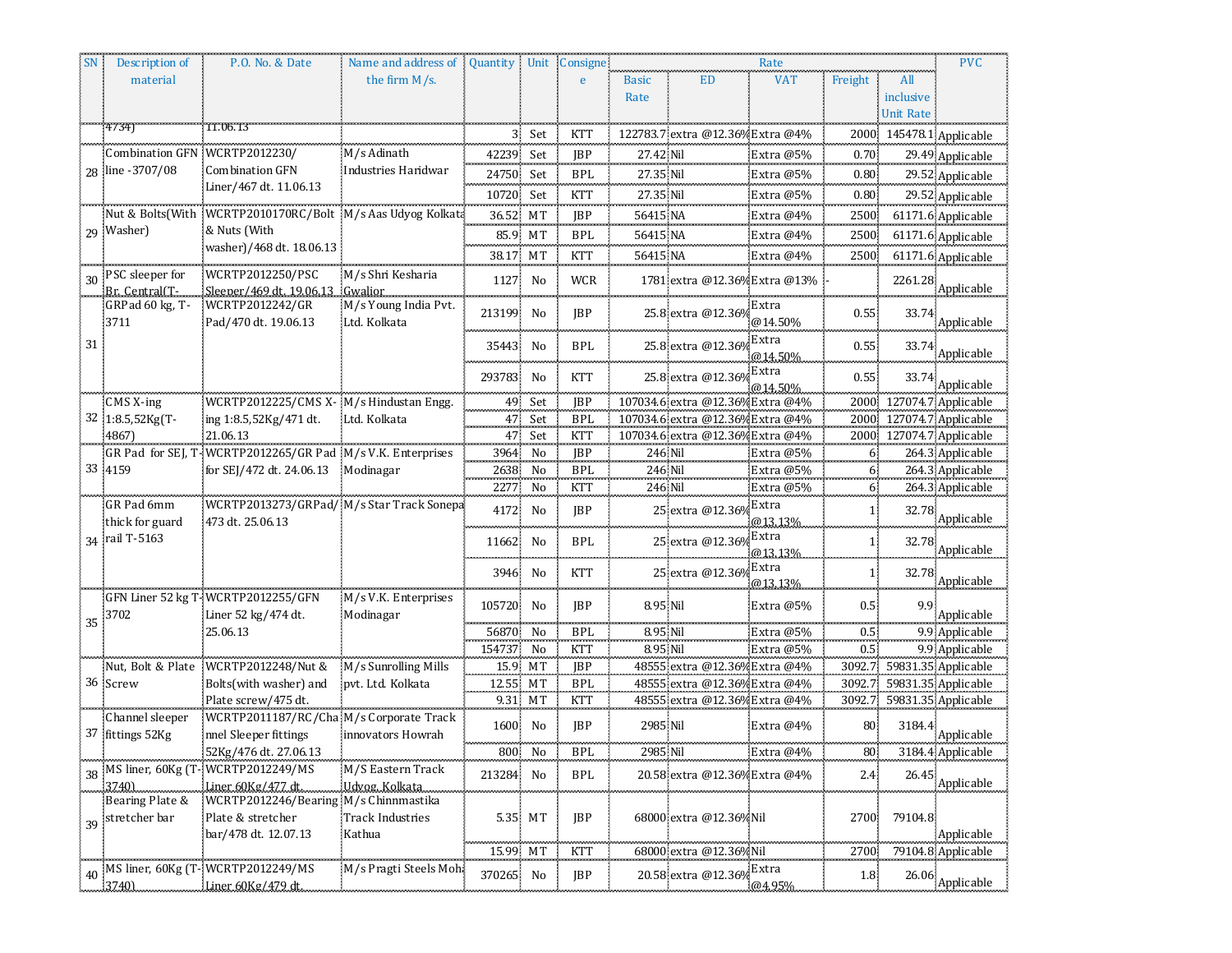| SN | Description of material | P.O. No. & Date | Name and address of the firm M/s. | Quantity | Unit | Consignee | Rate | | | | | PVC |
|---|---|---|---|---|---|---|---|---|---|---|---|---|
| | | | | | | | Basic Rate | ED | VAT | Freight | All inclusive Unit Rate | |
| | 4734) | 11.06.13 | | 3 | Set | KTT | 122783.7 | extra @12.36% | Extra @4% | 2000 | 145478.1 | Applicable |
| 28 | Combination GFN line -3707/08 | WCRTP2012230/ Combination GFN Liner/467 dt. 11.06.13 | M/s Adinath Industries Haridwar | 42239 | Set | JBP | 27.42 | Nil | Extra @5% | 0.70 | 29.49 | Applicable |
| | | | | 24750 | Set | BPL | 27.35 | Nil | Extra @5% | 0.80 | 29.52 | Applicable |
| | | | | 10720 | Set | KTT | 27.35 | Nil | Extra @5% | 0.80 | 29.52 | Applicable |
| 29 | Nut & Bolts(With Washer) | WCRTP2010170RC/Bolt & Nuts (With washer)/468 dt. 18.06.13 | M/s Aas Udyog Kolkata | 36.52 | MT | JBP | 56415 | NA | Extra @4% | 2500 | 61171.6 | Applicable |
| | | | | 85.9 | MT | BPL | 56415 | NA | Extra @4% | 2500 | 61171.6 | Applicable |
| | | | | 38.17 | MT | KTT | 56415 | NA | Extra @4% | 2500 | 61171.6 | Applicable |
| 30 | PSC sleeper for Br. Central(T- | WCRTP2012250/PSC Sleeper/469 dt. 19.06.13 | M/s Shri Kesharia Gwalior | 1127 | No | WCR | 1781 | extra @12.36% | Extra @13% | - | 2261.28 | Applicable |
| 31 | GRPad 60 kg, T-3711 | WCRTP2012242/GR Pad/470 dt. 19.06.13 | M/s Young India Pvt. Ltd. Kolkata | 213199 | No | JBP | 25.8 | extra @12.36% | Extra @14.50% | 0.55 | 33.74 | Applicable |
| | | | | 35443 | No | BPL | 25.8 | extra @12.36% | Extra @14.50% | 0.55 | 33.74 | Applicable |
| | | | | 293783 | No | KTT | 25.8 | extra @12.36% | Extra @14.50% | 0.55 | 33.74 | Applicable |
| 32 | CMS X-ing 1:8.5,52Kg(T-4867) | WCRTP2012225/CMS X-ing 1:8.5,52Kg/471 dt. 21.06.13 | M/s Hindustan Engg. Ltd. Kolkata | 49 | Set | JBP | 107034.6 | extra @12.36% | Extra @4% | 2000 | 127074.7 | Applicable |
| | | | | 47 | Set | BPL | 107034.6 | extra @12.36% | Extra @4% | 2000 | 127074.7 | Applicable |
| | | | | 47 | Set | KTT | 107034.6 | extra @12.36% | Extra @4% | 2000 | 127074.7 | Applicable |
| 33 | GR Pad for SEJ, T-4159 | WCRTP2012265/GR Pad for SEJ/472 dt. 24.06.13 | M/s V.K. Enterprises Modinagar | 3964 | No | JBP | 246 | Nil | Extra @5% | 6 | 264.3 | Applicable |
| | | | | 2638 | No | BPL | 246 | Nil | Extra @5% | 6 | 264.3 | Applicable |
| | | | | 2277 | No | KTT | 246 | Nil | Extra @5% | 6 | 264.3 | Applicable |
| 34 | GR Pad 6mm thick for guard rail T-5163 | WCRTP2013273/GRPad/473 dt. 25.06.13 | M/s Star Track Sonepat | 4172 | No | JBP | 25 | extra @12.36% | Extra @13.13% | 1 | 32.78 | Applicable |
| | | | | 11662 | No | BPL | 25 | extra @12.36% | Extra @13.13% | 1 | 32.78 | Applicable |
| | | | | 3946 | No | KTT | 25 | extra @12.36% | Extra @13.13% | 1 | 32.78 | Applicable |
| 35 | GFN Liner 52 kg T-3702 | WCRTP2012255/GFN Liner 52 kg/474 dt. 25.06.13 | M/s V.K. Enterprises Modinagar | 105720 | No | JBP | 8.95 | Nil | Extra @5% | 0.5 | 9.9 | Applicable |
| | | | | 56870 | No | BPL | 8.95 | Nil | Extra @5% | 0.5 | 9.9 | Applicable |
| | | | | 154737 | No | KTT | 8.95 | Nil | Extra @5% | 0.5 | 9.9 | Applicable |
| 36 | Nut, Bolt & Plate Screw | WCRTP2012248/Nut & Bolts(with washer) and Plate screw/475 dt. | M/s Sunrolling Mills pvt. Ltd. Kolkata | 15.9 | MT | JBP | 48555 | extra @12.36% | Extra @4% | 3092.7 | 59831.35 | Applicable |
| | | | | 12.55 | MT | BPL | 48555 | extra @12.36% | Extra @4% | 3092.7 | 59831.35 | Applicable |
| | | | | 9.31 | MT | KTT | 48555 | extra @12.36% | Extra @4% | 3092.7 | 59831.35 | Applicable |
| 37 | Channel sleeper fittings 52Kg | WCRTP2011187/RC/Channel Sleeper fittings 52Kg/476 dt. 27.06.13 | M/s Corporate Track innovators Howrah | 1600 | No | JBP | 2985 | Nil | Extra @4% | 80 | 3184.4 | Applicable |
| | | | | 800 | No | BPL | 2985 | Nil | Extra @4% | 80 | 3184.4 | Applicable |
| 38 | MS liner, 60Kg (T-3740) | WCRTP2012249/MS Liner 60Kg/477 dt. | M/S Eastern Track Udyog, Kolkata | 213284 | No | BPL | 20.58 | extra @12.36% | Extra @4% | 2.4 | 26.45 | Applicable |
| 39 | Bearing Plate & stretcher bar | WCRTP2012246/Bearing Plate & stretcher bar/478 dt. 12.07.13 | M/s Chinnmastika Track Industries Kathua | 5.35 | MT | JBP | 68000 | extra @12.36% | Nil | 2700 | 79104.8 | Applicable |
| | | | | 15.99 | MT | KTT | 68000 | extra @12.36% | Nil | 2700 | 79104.8 | Applicable |
| 40 | MS liner, 60Kg (T-3740) | WCRTP2012249/MS Liner 60Kg/479 dt. | M/s Pragti Steels Moha | 370265 | No | JBP | 20.58 | extra @12.36% | Extra @4.95% | 1.8 | 26.06 | Applicable |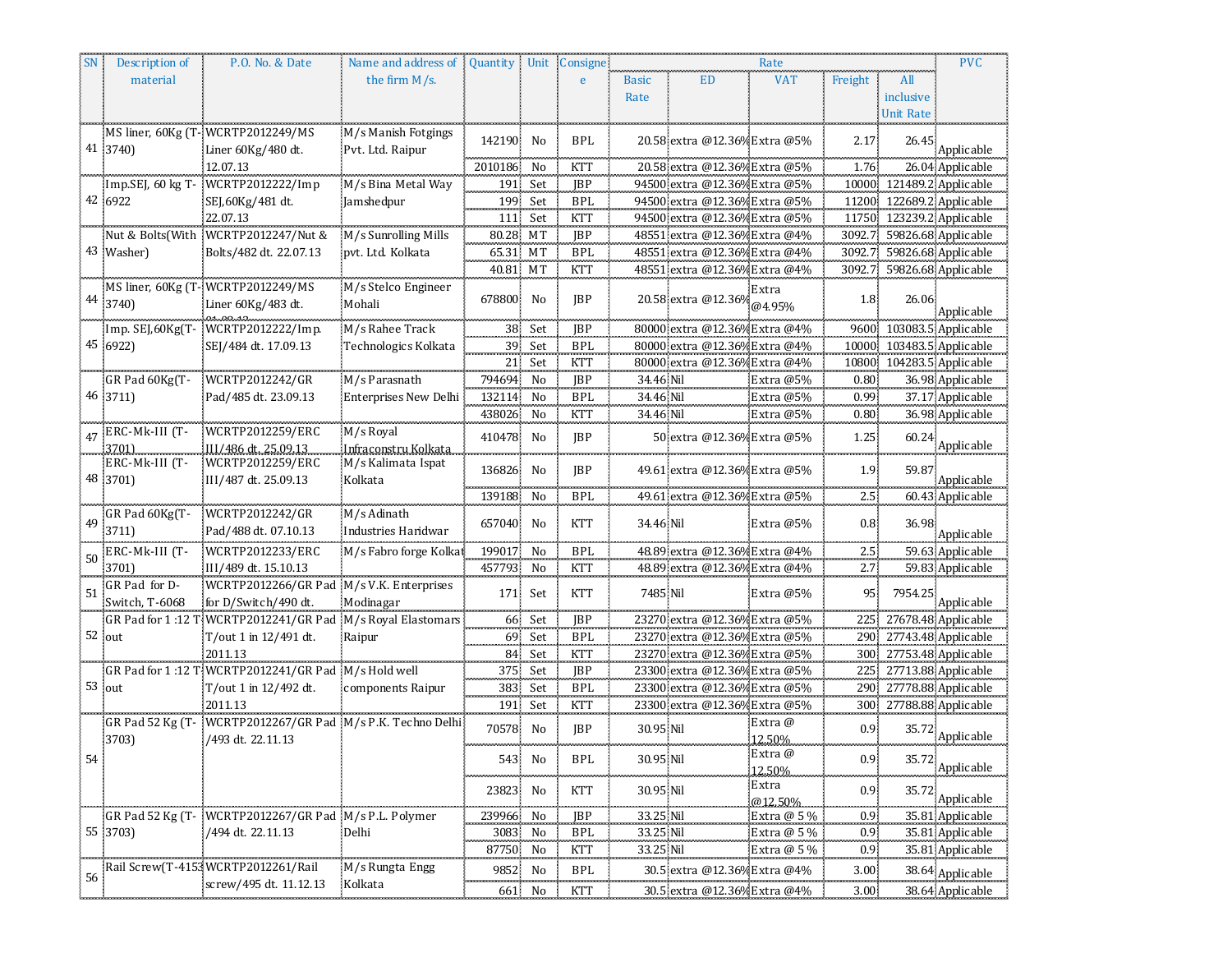| SN | Description of material | P.O. No. & Date | Name and address of the firm M/s. | Quantity | Unit | Consignee | Rate | | | | | PVC |
|---|---|---|---|---|---|---|---|---|---|---|---|---|
| | | | | | | | Basic Rate | ED | VAT | Freight | All inclusive Unit Rate | |
| 41 | MS liner, 60Kg (T-3740) | WCRTP2012249/MS Liner 60Kg/480 dt. 12.07.13 | M/s Manish Fotgings Pvt. Ltd. Raipur | 142190 | No | BPL | 20.58 | extra @12.36% | Extra @5% | 2.17 | 26.45 | Applicable |
| | | | | 2010186 | No | KTT | 20.58 | extra @12.36% | Extra @5% | 1.76 | 26.04 | Applicable |
| 42 | Imp.SEJ, 60 kg T-6922 | WCRTP2012222/Imp SEJ,60Kg/481 dt. 22.07.13 | M/s Bina Metal Way Jamshedpur | 191 | Set | JBP | 94500 | extra @12.36% | Extra @5% | 10000 | 121489.2 | Applicable |
| | | | | 199 | Set | BPL | 94500 | extra @12.36% | Extra @5% | 11200 | 122689.2 | Applicable |
| | | | | 111 | Set | KTT | 94500 | extra @12.36% | Extra @5% | 11750 | 123239.2 | Applicable |
| 43 | Nut & Bolts(With Washer) | WCRTP2012247/Nut & Bolts/482 dt. 22.07.13 | M/s Sunrolling Mills pvt. Ltd. Kolkata | 80.28 | MT | JBP | 48551 | extra @12.36% | Extra @4% | 3092.7 | 59826.68 | Applicable |
| | | | | 65.31 | MT | BPL | 48551 | extra @12.36% | Extra @4% | 3092.7 | 59826.68 | Applicable |
| | | | | 40.81 | MT | KTT | 48551 | extra @12.36% | Extra @4% | 3092.7 | 59826.68 | Applicable |
| 44 | MS liner, 60Kg (T-3740) | WCRTP2012249/MS Liner 60Kg/483 dt. 01.08.13 | M/s Stelco Engineer Mohali | 678800 | No | JBP | 20.58 | extra @12.36% | Extra @4.95% | 1.8 | 26.06 | Applicable |
| 45 | Imp. SEJ,60Kg(T-6922) | WCRTP2012222/Imp. SEJ/484 dt. 17.09.13 | M/s Rahee Track Technologies Kolkata | 38 | Set | JBP | 80000 | extra @12.36% | Extra @4% | 9600 | 103083.5 | Applicable |
| | | | | 39 | Set | BPL | 80000 | extra @12.36% | Extra @4% | 10000 | 103483.5 | Applicable |
| | | | | 21 | Set | KTT | 80000 | extra @12.36% | Extra @4% | 10800 | 104283.5 | Applicable |
| 46 | GR Pad 60Kg(T-3711) | WCRTP2012242/GR Pad/485 dt. 23.09.13 | M/s Parasnath Enterprises New Delhi | 794694 | No | JBP | 34.46 | Nil | Extra @5% | 0.80 | 36.98 | Applicable |
| | | | | 132114 | No | BPL | 34.46 | Nil | Extra @5% | 0.99 | 37.17 | Applicable |
| | | | | 438026 | No | KTT | 34.46 | Nil | Extra @5% | 0.80 | 36.98 | Applicable |
| 47 | ERC-Mk-III (T-3701) | WCRTP2012259/ERC III/486 dt. 25.09.13 | M/s Royal Infraconstru Kolkata | 410478 | No | JBP | 50 | extra @12.36% | Extra @5% | 1.25 | 60.24 | Applicable |
| 48 | ERC-Mk-III (T-3701) | WCRTP2012259/ERC III/487 dt. 25.09.13 | M/s Kalimata Ispat Kolkata | 136826 | No | JBP | 49.61 | extra @12.36% | Extra @5% | 1.9 | 59.87 | Applicable |
| | | | | 139188 | No | BPL | 49.61 | extra @12.36% | Extra @5% | 2.5 | 60.43 | Applicable |
| 49 | GR Pad 60Kg(T-3711) | WCRTP2012242/GR Pad/488 dt. 07.10.13 | M/s Adinath Industries Haridwar | 657040 | No | KTT | 34.46 | Nil | Extra @5% | 0.8 | 36.98 | Applicable |
| 50 | ERC-Mk-III (T-3701) | WCRTP2012233/ERC III/489 dt. 15.10.13 | M/s Fabro forge Kolkat | 199017 | No | BPL | 48.89 | extra @12.36% | Extra @4% | 2.5 | 59.63 | Applicable |
| | | | | 457793 | No | KTT | 48.89 | extra @12.36% | Extra @4% | 2.7 | 59.83 | Applicable |
| 51 | GR Pad for D-Switch, T-6068 | WCRTP2012266/GR Pad for D/Switch/490 dt. | M/s V.K. Enterprises Modinagar | 171 | Set | KTT | 7485 | Nil | Extra @5% | 95 | 7954.25 | Applicable |
| 52 | GR Pad for 1 :12 T out | WCRTP2012241/GR Pad T/out 1 in 12/491 dt. 2011.13 | M/s Royal Elastomars Raipur | 66 | Set | JBP | 23270 | extra @12.36% | Extra @5% | 225 | 27678.48 | Applicable |
| | | | | 69 | Set | BPL | 23270 | extra @12.36% | Extra @5% | 290 | 27743.48 | Applicable |
| | | | | 84 | Set | KTT | 23270 | extra @12.36% | Extra @5% | 300 | 27753.48 | Applicable |
| 53 | GR Pad for 1 :12 T out | WCRTP2012241/GR Pad T/out 1 in 12/492 dt. 2011.13 | M/s Hold well components Raipur | 375 | Set | JBP | 23300 | extra @12.36% | Extra @5% | 225 | 27713.88 | Applicable |
| | | | | 383 | Set | BPL | 23300 | extra @12.36% | Extra @5% | 290 | 27778.88 | Applicable |
| | | | | 191 | Set | KTT | 23300 | extra @12.36% | Extra @5% | 300 | 27788.88 | Applicable |
| 54 | GR Pad 52 Kg (T-3703) | WCRTP2012267/GR Pad /493 dt. 22.11.13 | M/s P.K. Techno Delhi | 70578 | No | JBP | 30.95 | Nil | Extra @ 12.50% | 0.9 | 35.72 | Applicable |
| | | | | 543 | No | BPL | 30.95 | Nil | Extra @ 12.50% | 0.9 | 35.72 | Applicable |
| | | | | 23823 | No | KTT | 30.95 | Nil | Extra @12.50% | 0.9 | 35.72 | Applicable |
| 55 | GR Pad 52 Kg (T-3703) | WCRTP2012267/GR Pad /494 dt. 22.11.13 | M/s P.L. Polymer Delhi | 239966 | No | JBP | 33.25 | Nil | Extra @ 5 % | 0.9 | 35.81 | Applicable |
| | | | | 3083 | No | BPL | 33.25 | Nil | Extra @ 5 % | 0.9 | 35.81 | Applicable |
| | | | | 87750 | No | KTT | 33.25 | Nil | Extra @ 5 % | 0.9 | 35.81 | Applicable |
| 56 | Rail Screw(T-4153 | WCRTP2012261/Rail screw/495 dt. 11.12.13 | M/s Rungta Engg Kolkata | 9852 | No | BPL | 30.5 | extra @12.36% | Extra @4% | 3.00 | 38.64 | Applicable |
| | | | | 661 | No | KTT | 30.5 | extra @12.36% | Extra @4% | 3.00 | 38.64 | Applicable |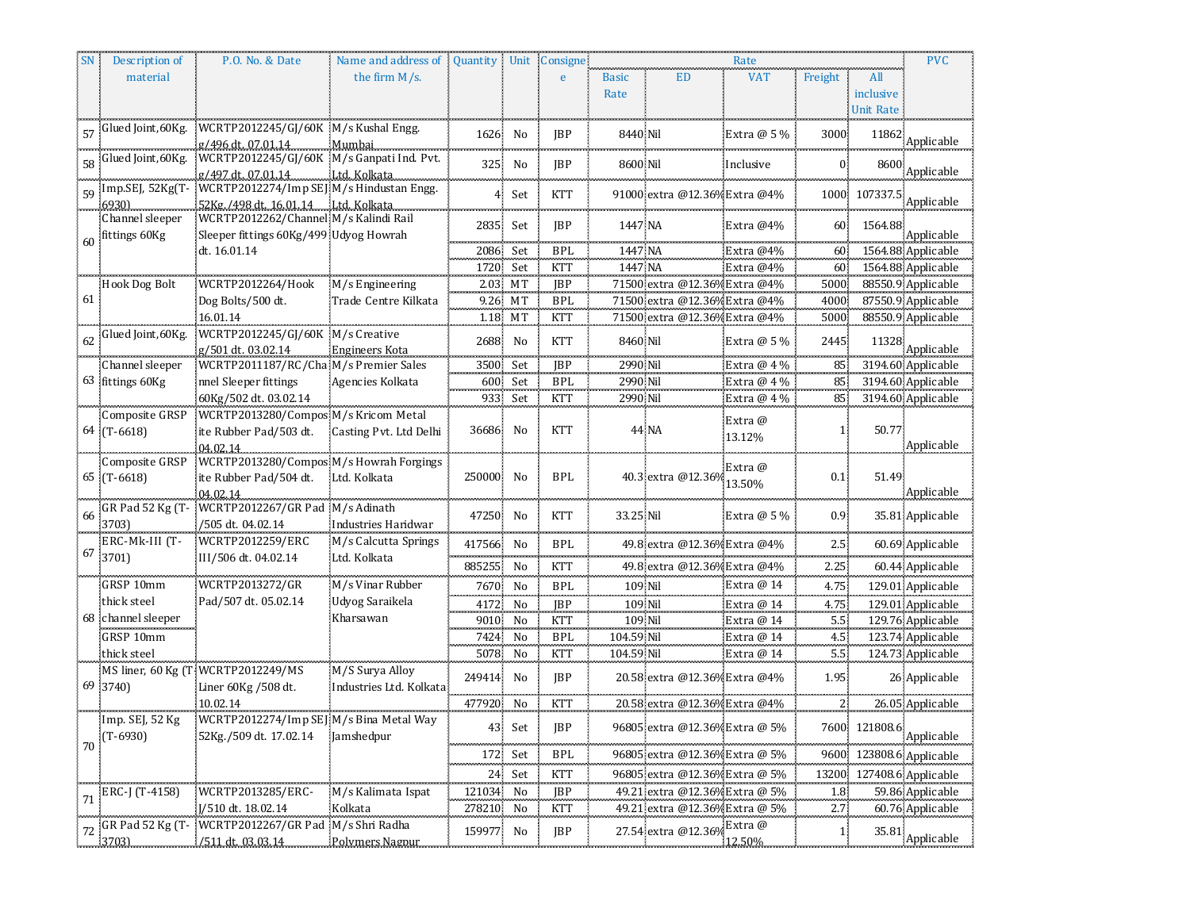| SN | Description of material | P.O. No. & Date | Name and address of the firm M/s. | Quantity | Unit | Consignee | Rate | | | | | PVC |
|---|---|---|---|---|---|---|---|---|---|---|---|---|
| | | | | | | | Basic Rate | ED | VAT | Freight | All inclusive Unit Rate | |
| 57 | Glued Joint,60Kg. | WCRTP2012245/GJ/60Kg/496 dt. 07.01.14 | M/s Kushal Engg. Mumbai | 1626 | No | JBP | 8440 | Nil | Extra @ 5 % | 3000 | 11862 | Applicable |
| 58 | Glued Joint,60Kg. | WCRTP2012245/GJ/60Kg/497 dt. 07.01.14 | M/s Ganpati Ind. Pvt. Ltd. Kolkata | 325 | No | JBP | 8600 | Nil | Inclusive | 0 | 8600 | Applicable |
| 59 | Imp.SEJ, 52Kg(T-6930) | WCRTP2012274/Imp SEJ 52Kg. /498 dt. 16.01.14 | M/s Hindustan Engg. Ltd. Kolkata | 4 | Set | KTT | 91000 | extra @12.36% | Extra @4% | 1000 | 107337.5 | Applicable |
| 60 | Channel sleeper fittings 60Kg | WCRTP2012262/Channel Sleeper fittings 60Kg/499 dt. 16.01.14 | M/s Kalindi Rail Udyog Howrah | 2835 | Set | JBP | 1447 | NA | Extra @4% | 60 | 1564.88 | Applicable |
| | | | | 2086 | Set | BPL | 1447 | NA | Extra @4% | 60 | 1564.88 | Applicable |
| | | | | 1720 | Set | KTT | 1447 | NA | Extra @4% | 60 | 1564.88 | Applicable |
| 61 | Hook Dog Bolt | WCRTP2012264/Hook Dog Bolts/500 dt. 16.01.14 | M/s Engineering Trade Centre Kilkata | 2.03 | MT | JBP | 71500 | extra @12.36% | Extra @4% | 5000 | 88550.9 | Applicable |
| | | | | 9.26 | MT | BPL | 71500 | extra @12.36% | Extra @4% | 4000 | 87550.9 | Applicable |
| | | | | 1.18 | MT | KTT | 71500 | extra @12.36% | Extra @4% | 5000 | 88550.9 | Applicable |
| 62 | Glued Joint,60Kg. | WCRTP2012245/GJ/60Kg/501 dt. 03.02.14 | M/s Creative Engineers Kota | 2688 | No | KTT | 8460 | Nil | Extra @ 5 % | 2445 | 11328 | Applicable |
| 63 | Channel sleeper fittings 60Kg | WCRTP2011187/RC/Channel Sleeper fittings 60Kg/502 dt. 03.02.14 | M/s Premier Sales Agencies Kolkata | 3500 | Set | JBP | 2990 | Nil | Extra @ 4 % | 85 | 3194.60 | Applicable |
| | | | | 600 | Set | BPL | 2990 | Nil | Extra @ 4 % | 85 | 3194.60 | Applicable |
| | | | | 933 | Set | KTT | 2990 | Nil | Extra @ 4 % | 85 | 3194.60 | Applicable |
| 64 | Composite GRSP (T-6618) | WCRTP2013280/Composite Rubber Pad/503 dt. 04.02.14 | M/s Kricom Metal Casting Pvt. Ltd Delhi | 36686 | No | KTT | 44 | NA | Extra @ 13.12% | 1 | 50.77 | Applicable |
| 65 | Composite GRSP (T-6618) | WCRTP2013280/Composite Rubber Pad/504 dt. 04.02.14 | M/s Howrah Forgings Ltd. Kolkata | 250000 | No | BPL | 40.3 | extra @12.36% | Extra @ 13.50% | 0.1 | 51.49 | Applicable |
| 66 | GR Pad 52 Kg (T-3703) | WCRTP2012267/GR Pad /505 dt. 04.02.14 | M/s Adinath Industries Haridwar | 47250 | No | KTT | 33.25 | Nil | Extra @ 5 % | 0.9 | 35.81 | Applicable |
| 67 | ERC-Mk-III (T-3701) | WCRTP2012259/ERC III/506 dt. 04.02.14 | M/s Calcutta Springs Ltd. Kolkata | 417566 | No | BPL | 49.8 | extra @12.36% | Extra @4% | 2.5 | 60.69 | Applicable |
| | | | | 885255 | No | KTT | 49.8 | extra @12.36% | Extra @4% | 2.25 | 60.44 | Applicable |
| 68 | GRSP 10mm thick steel channel sleeper | WCRTP2013272/GR Pad/507 dt. 05.02.14 | M/s Vinar Rubber Udyog Saraikela Kharsawan | 7670 | No | BPL | 109 | Nil | Extra @ 14 | 4.75 | 129.01 | Applicable |
| | | | | 4172 | No | JBP | 109 | Nil | Extra @ 14 | 4.75 | 129.01 | Applicable |
| | | | | 9010 | No | KTT | 109 | Nil | Extra @ 14 | 5.5 | 129.76 | Applicable |
| | GRSP 10mm thick steel | | | 7424 | No | BPL | 104.59 | Nil | Extra @ 14 | 4.5 | 123.74 | Applicable |
| | | | | 5078 | No | KTT | 104.59 | Nil | Extra @ 14 | 5.5 | 124.73 | Applicable |
| 69 | MS liner, 60 Kg (T-3740) | WCRTP2012249/MS Liner 60Kg /508 dt. 10.02.14 | M/S Surya Alloy Industries Ltd. Kolkata | 249414 | No | JBP | 20.58 | extra @12.36% | Extra @4% | 1.95 | 26 | Applicable |
| | | | | 477920 | No | KTT | 20.58 | extra @12.36% | Extra @4% | 2 | 26.05 | Applicable |
| 70 | Imp. SEJ, 52 Kg (T-6930) | WCRTP2012274/Imp SEJ 52Kg./509 dt. 17.02.14 | M/s Bina Metal Way Jamshedpur | 43 | Set | JBP | 96805 | extra @12.36% | Extra @ 5% | 7600 | 121808.6 | Applicable |
| | | | | 172 | Set | BPL | 96805 | extra @12.36% | Extra @ 5% | 9600 | 123808.6 | Applicable |
| | | | | 24 | Set | KTT | 96805 | extra @12.36% | Extra @ 5% | 13200 | 127408.6 | Applicable |
| 71 | ERC-J (T-4158) | WCRTP2013285/ERC-J/510 dt. 18.02.14 | M/s Kalimata Ispat Kolkata | 121034 | No | JBP | 49.21 | extra @12.36% | Extra @ 5% | 1.8 | 59.86 | Applicable |
| | | | | 278210 | No | KTT | 49.21 | extra @12.36% | Extra @ 5% | 2.7 | 60.76 | Applicable |
| 72 | GR Pad 52 Kg (T-3703) | WCRTP2012267/GR Pad /511 dt. 03.03.14 | M/s Shri Radha Polymers Nagpur | 159977 | No | JBP | 27.54 | extra @12.36% | Extra @ 12.50% | 1 | 35.81 | Applicable |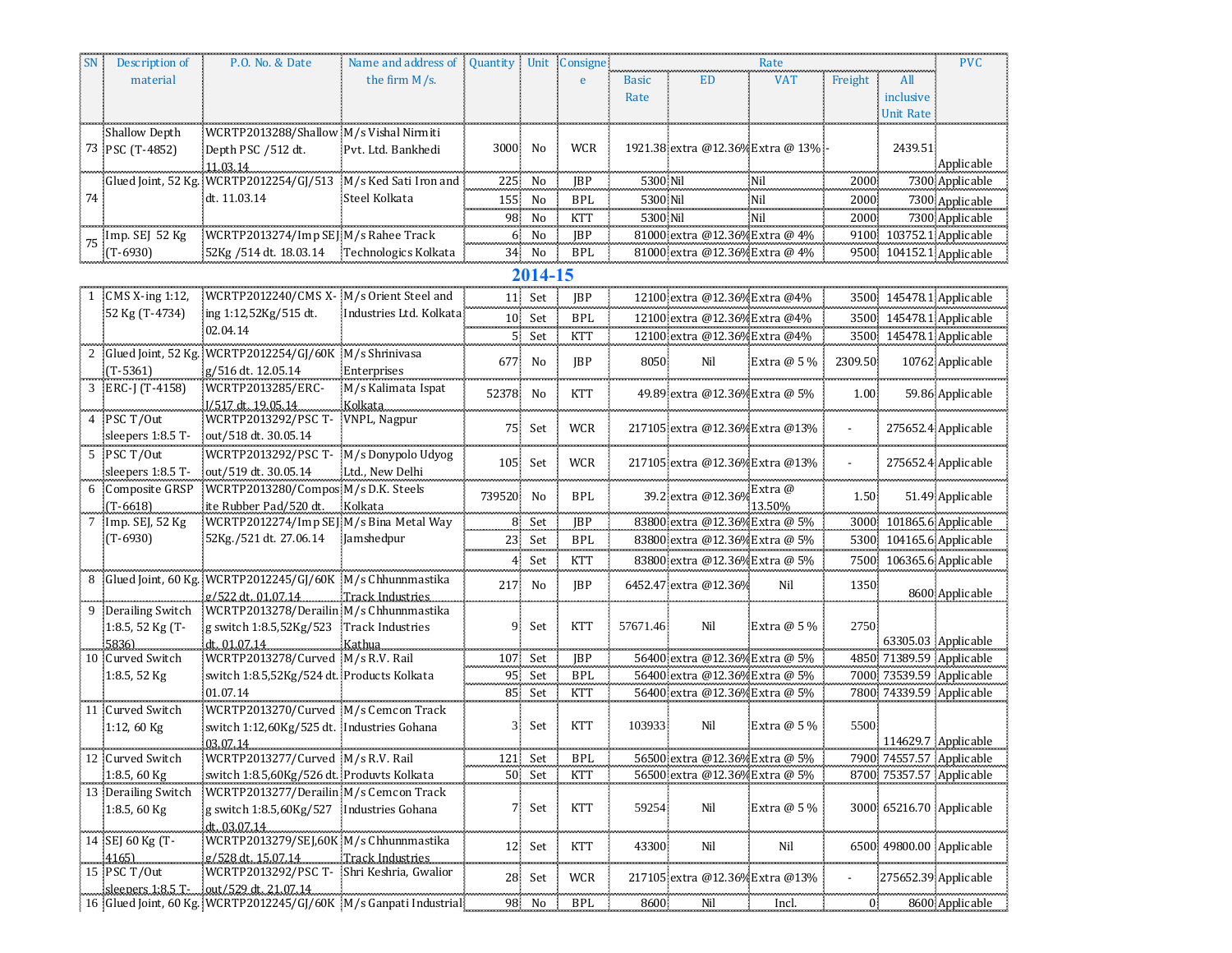| SN | Description of material | P.O. No. & Date | Name and address of the firm M/s. | Quantity | Unit | Consignee | Rate | | | | | PVC |
|---|---|---|---|---|---|---|---|---|---|---|---|---|
| | | | | | | | Basic Rate | ED | VAT | Freight | All inclusive Unit Rate | |
| 73 | Shallow Depth PSC (T-4852) | WCRTP2013288/Shallow Depth PSC /512 dt. 11.03.14 | M/s Vishal Nirmiti Pvt. Ltd. Bankhedi | 3000 | No | WCR | 1921.38 | extra @12.36% | Extra @ 13% | - | 2439.51 | Applicable |
| 74 | Glued Joint, 52 Kg. | WCRTP2012254/GJ/513 dt. 11.03.14 | M/s Ked Sati Iron and Steel Kolkata | 225 | No | JBP | 5300 | Nil | Nil | 2000 | 7300 | Applicable |
| | | | | 155 | No | BPL | 5300 | Nil | Nil | 2000 | 7300 | Applicable |
| | | | | 98 | No | KTT | 5300 | Nil | Nil | 2000 | 7300 | Applicable |
| 75 | Imp. SEJ 52 Kg (T-6930) | WCRTP2013274/Imp SEJ 52Kg /514 dt. 18.03.14 | M/s Rahee Track Technologics Kolkata | 6 | No | JBP | 81000 | extra @12.36% | Extra @ 4% | 9100 | 103752.1 | Applicable |
| | | | | 34 | No | BPL | 81000 | extra @12.36% | Extra @ 4% | 9500 | 104152.1 | Applicable |

## 2014-15

| SN | Description of material | P.O. No. & Date | Name and address of the firm M/s. | Quantity | Unit | Consignee | Basic Rate | ED | VAT | Freight | All inclusive Unit Rate | PVC |
|---|---|---|---|---|---|---|---|---|---|---|---|---|
| 1 | CMS X-ing 1:12, 52 Kg (T-4734) | WCRTP2012240/CMS X-ing 1:12,52Kg/515 dt. 02.04.14 | M/s Orient Steel and Industries Ltd. Kolkata | 11 | Set | JBP | 12100 | extra @12.36% | Extra @4% | 3500 | 145478.1 | Applicable |
| | | | | 10 | Set | BPL | 12100 | extra @12.36% | Extra @4% | 3500 | 145478.1 | Applicable |
| | | | | 5 | Set | KTT | 12100 | extra @12.36% | Extra @4% | 3500 | 145478.1 | Applicable |
| 2 | Glued Joint, 52 Kg. (T-5361) | WCRTP2012254/GJ/60Kg/516 dt. 12.05.14 | M/s Shrinivasa Enterprises | 677 | No | JBP | 8050 | Nil | Extra @ 5 % | 2309.50 | 10762 | Applicable |
| 3 | ERC-J (T-4158) | WCRTP2013285/ERC-J/517 dt. 19.05.14 | M/s Kalimata Ispat Kolkata | 52378 | No | KTT | 49.89 | extra @12.36% | Extra @ 5% | 1.00 | 59.86 | Applicable |
| 4 | PSC T/Out sleepers 1:8.5 T- | WCRTP2013292/PSC T-out/518 dt. 30.05.14 | VNPL, Nagpur | 75 | Set | WCR | 217105 | extra @12.36% | Extra @13% | - | 275652.4 | Applicable |
| 5 | PSC T/Out sleepers 1:8.5 T- | WCRTP2013292/PSC T-out/519 dt. 30.05.14 | M/s Donypolo Udyog Ltd., New Delhi | 105 | Set | WCR | 217105 | extra @12.36% | Extra @13% | - | 275652.4 | Applicable |
| 6 | Composite GRSP (T-6618) | WCRTP2013280/Composite Rubber Pad/520 dt. | M/s D.K. Steels Kolkata | 739520 | No | BPL | 39.2 | extra @12.36% | Extra @ 13.50% | 1.50 | 51.49 | Applicable |
| 7 | Imp. SEJ, 52 Kg (T-6930) | WCRTP2012274/Imp SEJ 52Kg./521 dt. 27.06.14 | M/s Bina Metal Way Jamshedpur | 8 | Set | JBP | 83800 | extra @12.36% | Extra @ 5% | 3000 | 101865.6 | Applicable |
| | | | | 23 | Set | BPL | 83800 | extra @12.36% | Extra @ 5% | 5300 | 104165.6 | Applicable |
| | | | | 4 | Set | KTT | 83800 | extra @12.36% | Extra @ 5% | 7500 | 106365.6 | Applicable |
| 8 | Glued Joint, 60 Kg. | WCRTP2012245/GJ/60Kg/522 dt. 01.07.14 | M/s Chhunnmastika Track Industries | 217 | No | JBP | 6452.47 | extra @12.36% | Nil | 1350 | 8600 | Applicable |
| 9 | Derailing Switch 1:8.5, 52 Kg (T-5836) | WCRTP2013278/Derailing switch 1:8.5,52Kg/523 dt. 01.07.14 | M/s Chhunnmastika Track Industries Kathua | 9 | Set | KTT | 57671.46 | Nil | Extra @ 5 % | 2750 | 63305.03 | Applicable |
| 10 | Curved Switch 1:8.5, 52 Kg | WCRTP2013278/Curved switch 1:8.5,52Kg/524 dt. 01.07.14 | M/s R.V. Rail Products Kolkata | 107 | Set | JBP | 56400 | extra @12.36% | Extra @ 5% | 4850 | 71389.59 | Applicable |
| | | | | 95 | Set | BPL | 56400 | extra @12.36% | Extra @ 5% | 7000 | 73539.59 | Applicable |
| | | | | 85 | Set | KTT | 56400 | extra @12.36% | Extra @ 5% | 7800 | 74339.59 | Applicable |
| 11 | Curved Switch 1:12, 60 Kg | WCRTP2013270/Curved switch 1:12,60Kg/525 dt. 03.07.14 | M/s Cemcon Track Industries Gohana | 3 | Set | KTT | 103933 | Nil | Extra @ 5 % | 5500 | 114629.7 | Applicable |
| 12 | Curved Switch 1:8.5, 60 Kg | WCRTP2013277/Curved switch 1:8.5,60Kg/526 dt. | M/s R.V. Rail Produvts Kolkata | 121 | Set | BPL | 56500 | extra @12.36% | Extra @ 5% | 7900 | 74557.57 | Applicable |
| | | | | 50 | Set | KTT | 56500 | extra @12.36% | Extra @ 5% | 8700 | 75357.57 | Applicable |
| 13 | Derailing Switch 1:8.5, 60 Kg | WCRTP2013277/Derailing switch 1:8.5,60Kg/527 dt. 03.07.14 | M/s Cemcon Track Industries Gohana | 7 | Set | KTT | 59254 | Nil | Extra @ 5 % | 3000 | 65216.70 | Applicable |
| 14 | SEJ 60 Kg (T-4165) | WCRTP2013279/SEJ,60Kg/528 dt. 15.07.14 | M/s Chhunnmastika Track Industries | 12 | Set | KTT | 43300 | Nil | Nil | 6500 | 49800.00 | Applicable |
| 15 | PSC T/Out sleepers 1:8.5 T- | WCRTP2013292/PSC T-out/529 dt. 21.07.14 | Shri Keshria, Gwalior | 28 | Set | WCR | 217105 | extra @12.36% | Extra @13% | - | 275652.39 | Applicable |
| 16 | Glued Joint, 60 Kg. | WCRTP2012245/GJ/60K | M/s Ganpati Industrial | 98 | No | BPL | 8600 | Nil | Incl. | 0 | 8600 | Applicable |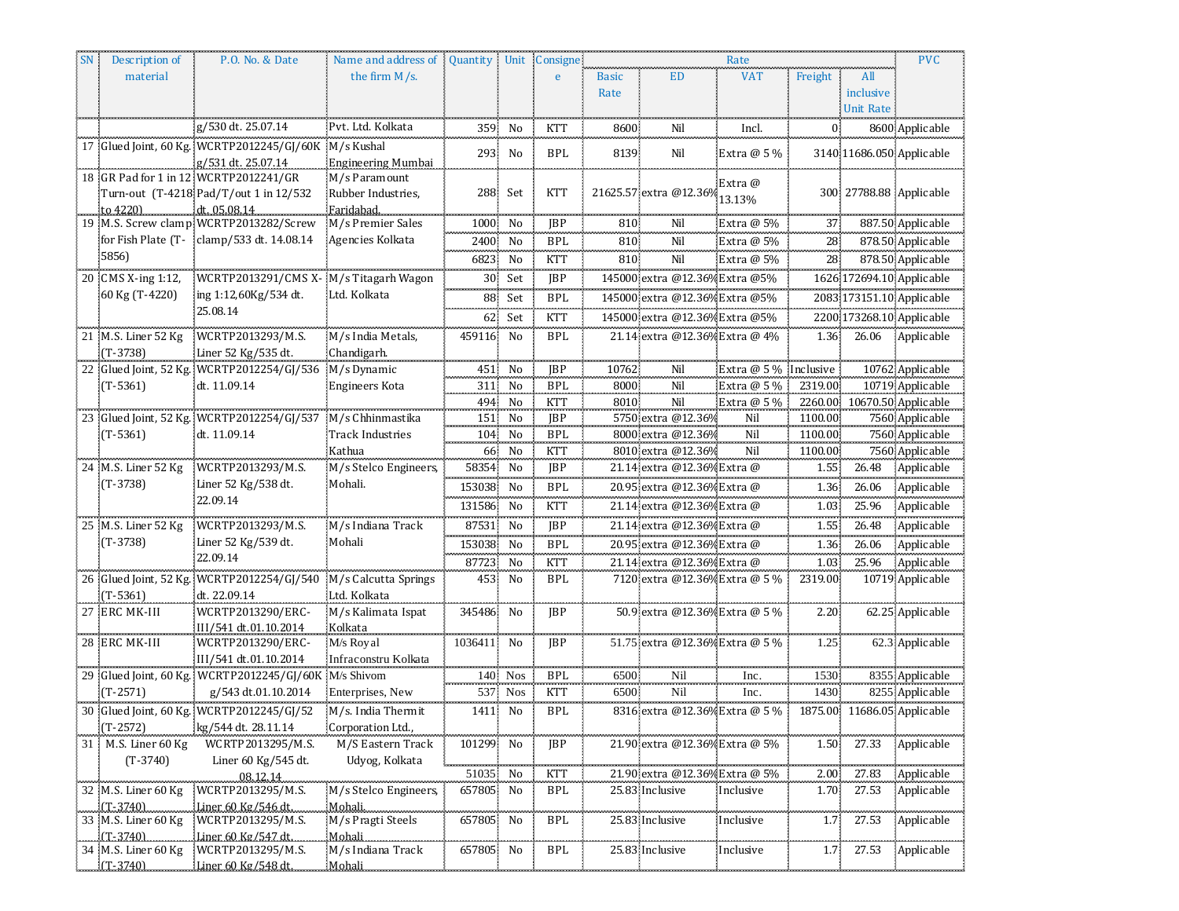| SN | Description of material | P.O. No. & Date | Name and address of the firm M/s. | Quantity | Unit | Consignee | Rate | | | | | PVC |
|---|---|---|---|---|---|---|---|---|---|---|---|---|
| | | | | | | | Basic Rate | ED | VAT | Freight | All inclusive Unit Rate | |
| | | g/530 dt. 25.07.14 | Pvt. Ltd. Kolkata | 359 | No | KTT | 8600 | Nil | Incl. | 0 | 8600 | Applicable |
| 17 | Glued Joint, 60 Kg. | WCRTP2012245/GJ/60K g/531 dt. 25.07.14 | M/s Kushal Engineering Mumbai | 293 | No | BPL | 8139 | Nil | Extra @ 5 % | 3140 | 11686.050 | Applicable |
| 18 | GR Pad for 1 in 12 Turn-out (T-4218 to 4220) | WCRTP2012241/GR Pad/T/out 1 in 12/532 dt. 05.08.14 | M/s Paramount Rubber Industries, Faridabad. | 288 | Set | KTT | 21625.57 | extra @12.36% | Extra @ 13.13% | 300 | 27788.88 | Applicable |
| 19 | M.S. Screw clamp for Fish Plate (T-5856) | WCRTP2013282/Screw clamp/533 dt. 14.08.14 | M/s Premier Sales Agencies Kolkata | 1000 | No | JBP | 810 | Nil | Extra @ 5% | 37 | 887.50 | Applicable |
| | | | | 2400 | No | BPL | 810 | Nil | Extra @ 5% | 28 | 878.50 | Applicable |
| | | | | 6823 | No | KTT | 810 | Nil | Extra @ 5% | 28 | 878.50 | Applicable |
| 20 | CMS X-ing 1:12, 60 Kg (T-4220) | WCRTP2013291/CMS X-ing 1:12,60Kg/534 dt. 25.08.14 | M/s Titagarh Wagon Ltd. Kolkata | 30 | Set | JBP | 145000 | extra @12.36% | Extra @5% | 1626 | 172694.10 | Applicable |
| | | | | 88 | Set | BPL | 145000 | extra @12.36% | Extra @5% | 2083 | 173151.10 | Applicable |
| | | | | 62 | Set | KTT | 145000 | extra @12.36% | Extra @5% | 2200 | 173268.10 | Applicable |
| 21 | M.S. Liner 52 Kg (T-3738) | WCRTP2013293/M.S. Liner 52 Kg/535 dt. | M/s India Metals, Chandigarh. | 459116 | No | BPL | 21.14 | extra @12.36% | Extra @ 4% | 1.36 | 26.06 | Applicable |
| 22 | Glued Joint, 52 Kg. (T-5361) | WCRTP2012254/GJ/536 dt. 11.09.14 | M/s Dynamic Engineers Kota | 451 | No | JBP | 10762 | Nil | Extra @ 5 % | Inclusive | 10762 | Applicable |
| | | | | 311 | No | BPL | 8000 | Nil | Extra @ 5 % | 2319.00 | 10719 | Applicable |
| | | | | 494 | No | KTT | 8010 | Nil | Extra @ 5 % | 2260.00 | 10670.50 | Applicable |
| 23 | Glued Joint, 52 Kg. (T-5361) | WCRTP2012254/GJ/537 dt. 11.09.14 | M/s Chhinmastika Track Industries Kathua | 151 | No | JBP | 5750 | extra @12.36% | Nil | 1100.00 | 7560 | Applicable |
| | | | | 104 | No | BPL | 8000 | extra @12.36% | Nil | 1100.00 | 7560 | Applicable |
| | | | | 66 | No | KTT | 8010 | extra @12.36% | Nil | 1100.00 | 7560 | Applicable |
| 24 | M.S. Liner 52 Kg (T-3738) | WCRTP2013293/M.S. Liner 52 Kg/538 dt. 22.09.14 | M/s Stelco Engineers, Mohali. | 58354 | No | JBP | 21.14 | extra @12.36% | Extra @ | 1.55 | 26.48 | Applicable |
| | | | | 153038 | No | BPL | 20.95 | extra @12.36% | Extra @ | 1.36 | 26.06 | Applicable |
| | | | | 131586 | No | KTT | 21.14 | extra @12.36% | Extra @ | 1.03 | 25.96 | Applicable |
| 25 | M.S. Liner 52 Kg (T-3738) | WCRTP2013293/M.S. Liner 52 Kg/539 dt. 22.09.14 | M/s Indiana Track Mohali | 87531 | No | JBP | 21.14 | extra @12.36% | Extra @ | 1.55 | 26.48 | Applicable |
| | | | | 153038 | No | BPL | 20.95 | extra @12.36% | Extra @ | 1.36 | 26.06 | Applicable |
| | | | | 87723 | No | KTT | 21.14 | extra @12.36% | Extra @ | 1.03 | 25.96 | Applicable |
| 26 | Glued Joint, 52 Kg. (T-5361) | WCRTP2012254/GJ/540 dt. 22.09.14 | M/s Calcutta Springs Ltd. Kolkata | 453 | No | BPL | 7120 | extra @12.36% | Extra @ 5 % | 2319.00 | 10719 | Applicable |
| 27 | ERC MK-III | WCRTP2013290/ERC-III/541 dt.01.10.2014 | M/s Kalimata Ispat Kolkata | 345486 | No | JBP | 50.9 | extra @12.36% | Extra @ 5 % | 2.20 | 62.25 | Applicable |
| 28 | ERC MK-III | WCRTP2013290/ERC-III/541 dt.01.10.2014 | M/s Royal Infraconstru Kolkata | 1036411 | No | JBP | 51.75 | extra @12.36% | Extra @ 5 % | 1.25 | 62.3 | Applicable |
| 29 | Glued Joint, 60 Kg. (T-2571) | WCRTP2012245/GJ/60K g/543 dt.01.10.2014 | M/s Shivom Enterprises, New | 140 | Nos | BPL | 6500 | Nil | Inc. | 1530 | 8355 | Applicable |
| | | | | 537 | Nos | KTT | 6500 | Nil | Inc. | 1430 | 8255 | Applicable |
| 30 | Glued Joint, 60 Kg. (T-2572) | WCRTP2012245/GJ/52 kg/544 dt. 28.11.14 | M/s. India Thermit Corporation Ltd., | 1411 | No | BPL | 8316 | extra @12.36% | Extra @ 5 % | 1875.00 | 11686.05 | Applicable |
| 31 | M.S. Liner 60 Kg (T-3740) | WCRTP2013295/M.S. Liner 60 Kg/545 dt. 08.12.14 | M/S Eastern Track Udyog, Kolkata | 101299 | No | JBP | 21.90 | extra @12.36% | Extra @ 5% | 1.50 | 27.33 | Applicable |
| | | | | 51035 | No | KTT | 21.90 | extra @12.36% | Extra @ 5% | 2.00 | 27.83 | Applicable |
| 32 | M.S. Liner 60 Kg (T-3740) | WCRTP2013295/M.S. Liner 60 Kg/546 dt. | M/s Stelco Engineers, Mohali. | 657805 | No | BPL | 25.83 | Inclusive | Inclusive | 1.70 | 27.53 | Applicable |
| 33 | M.S. Liner 60 Kg (T-3740) | WCRTP2013295/M.S. Liner 60 Kg/547 dt. | M/s Pragti Steels Mohali | 657805 | No | BPL | 25.83 | Inclusive | Inclusive | 1.7 | 27.53 | Applicable |
| 34 | M.S. Liner 60 Kg (T-3740) | WCRTP2013295/M.S. Liner 60 Kg/548 dt. | M/s Indiana Track Mohali | 657805 | No | BPL | 25.83 | Inclusive | Inclusive | 1.7 | 27.53 | Applicable |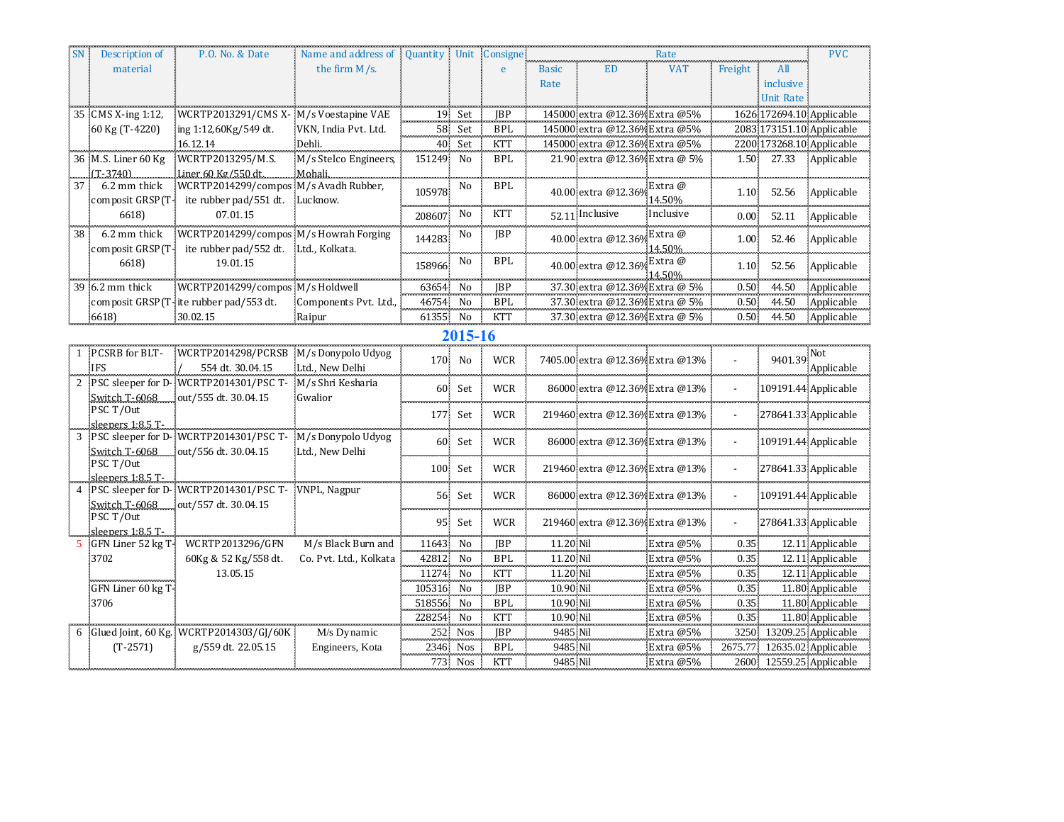| SN | Description of material | P.O. No. & Date | Name and address of the firm M/s. | Quantity | Unit | Consignee | Rate | | | | | PVC |
|---|---|---|---|---|---|---|---|---|---|---|---|---|
| | | | | | | | Basic Rate | ED | VAT | Freight | All inclusive Unit Rate | |
| 35 | CMS X-ing 1:12, 60 Kg (T-4220) | WCRTP2013291/CMS X-ing 1:12,60Kg/549 dt. 16.12.14 | M/s Voestapine VAE VKN, India Pvt. Ltd. Dehli. | 19 | Set | JBP | 145000 | extra @12.36% | Extra @5% | 1626 | 172694.10 | Applicable |
| | | | | 58 | Set | BPL | 145000 | extra @12.36% | Extra @5% | 2083 | 173151.10 | Applicable |
| | | | | 40 | Set | KTT | 145000 | extra @12.36% | Extra @5% | 2200 | 173268.10 | Applicable |
| 36 | M.S. Liner 60 Kg (T-3740) | WCRTP2013295/M.S. Liner 60 Kg/550 dt. | M/s Stelco Engineers, Mohali. | 151249 | No | BPL | 21.90 | extra @12.36% | Extra @ 5% | 1.50 | 27.33 | Applicable |
| 37 | 6.2 mm thick composit GRSP (T-6618) | WCRTP2014299/composite rubber pad/551 dt. 07.01.15 | M/s Avadh Rubber, Lucknow. | 105978 | No | BPL | 40.00 | extra @12.36% | Extra @ 14.50% | 1.10 | 52.56 | Applicable |
| | | | | 208607 | No | KTT | 52.11 | Inclusive | Inclusive | 0.00 | 52.11 | Applicable |
| 38 | 6.2 mm thick composit GRSP (T-6618) | WCRTP2014299/composite rubber pad/552 dt. 19.01.15 | M/s Howrah Forging Ltd., Kolkata. | 144283 | No | JBP | 40.00 | extra @12.36% | Extra @ 14.50% | 1.00 | 52.46 | Applicable |
| | | | | 158966 | No | BPL | 40.00 | extra @12.36% | Extra @ 14.50% | 1.10 | 52.56 | Applicable |
| 39 | 6.2 mm thick composit GRSP (T-6618) | WCRTP2014299/composite rubber pad/553 dt. 30.02.15 | M/s Holdwell Components Pvt. Ltd., Raipur | 63654 | No | JBP | 37.30 | extra @12.36% | Extra @ 5% | 0.50 | 44.50 | Applicable |
| | | | | 46754 | No | BPL | 37.30 | extra @12.36% | Extra @ 5% | 0.50 | 44.50 | Applicable |
| | | | | 61355 | No | KTT | 37.30 | extra @12.36% | Extra @ 5% | 0.50 | 44.50 | Applicable |

## 2015-16

| SN | Description of material | P.O. No. & Date | Name and address of the firm M/s. | Quantity | Unit | Consignee | Basic Rate | ED | VAT | Freight | All inclusive Unit Rate | PVC |
|---|---|---|---|---|---|---|---|---|---|---|---|---|
| 1 | PCSRB for BLT-IFS | WCRTP2014298/PCRSB / 554 dt. 30.04.15 | M/s Donypolo Udyog Ltd., New Delhi | 170 | No | WCR | 7405.00 | extra @12.36% | Extra @13% | - | 9401.39 | Not Applicable |
| 2 | PSC sleeper for D-Switch T-6068 | WCRTP2014301/PSC T-out/555 dt. 30.04.15 | M/s Shri Kesharia Gwalior | 60 | Set | WCR | 86000 | extra @12.36% | Extra @13% | - | 109191.44 | Applicable |
| | PSC T/Out sleepers 1:8.5 T- | | | 177 | Set | WCR | 219460 | extra @12.36% | Extra @13% | - | 278641.33 | Applicable |
| 3 | PSC sleeper for D-Switch T-6068 | WCRTP2014301/PSC T-out/556 dt. 30.04.15 | M/s Donypolo Udyog Ltd., New Delhi | 60 | Set | WCR | 86000 | extra @12.36% | Extra @13% | - | 109191.44 | Applicable |
| | PSC T/Out sleepers 1:8.5 T- | | | 100 | Set | WCR | 219460 | extra @12.36% | Extra @13% | - | 278641.33 | Applicable |
| 4 | PSC sleeper for D-Switch T-6068 | WCRTP2014301/PSC T-out/557 dt. 30.04.15 | VNPL, Nagpur | 56 | Set | WCR | 86000 | extra @12.36% | Extra @13% | - | 109191.44 | Applicable |
| | PSC T/Out sleepers 1:8.5 T- | | | 95 | Set | WCR | 219460 | extra @12.36% | Extra @13% | - | 278641.33 | Applicable |
| 5 | GFN Liner 52 kg T-3702 | WCRTP2013296/GFN 60Kg & 52 Kg/558 dt. 13.05.15 | M/s Black Burn and Co. Pvt. Ltd., Kolkata | 11643 | No | JBP | 11.20 | Nil | Extra @5% | 0.35 | 12.11 | Applicable |
| | | | | 42812 | No | BPL | 11.20 | Nil | Extra @5% | 0.35 | 12.11 | Applicable |
| | | | | 11274 | No | KTT | 11.20 | Nil | Extra @5% | 0.35 | 12.11 | Applicable |
| | GFN Liner 60 kg T-3706 | | | 105316 | No | JBP | 10.90 | Nil | Extra @5% | 0.35 | 11.80 | Applicable |
| | | | | 518556 | No | BPL | 10.90 | Nil | Extra @5% | 0.35 | 11.80 | Applicable |
| | | | | 228254 | No | KTT | 10.90 | Nil | Extra @5% | 0.35 | 11.80 | Applicable |
| 6 | Glued Joint, 60 Kg. (T-2571) | WCRTP2014303/GJ/60Kg/559 dt. 22.05.15 | M/s Dynamic Engineers, Kota | 252 | Nos | JBP | 9485 | Nil | Extra @5% | 3250 | 13209.25 | Applicable |
| | | | | 2346 | Nos | BPL | 9485 | Nil | Extra @5% | 2675.77 | 12635.02 | Applicable |
| | | | | 773 | Nos | KTT | 9485 | Nil | Extra @5% | 2600 | 12559.25 | Applicable |